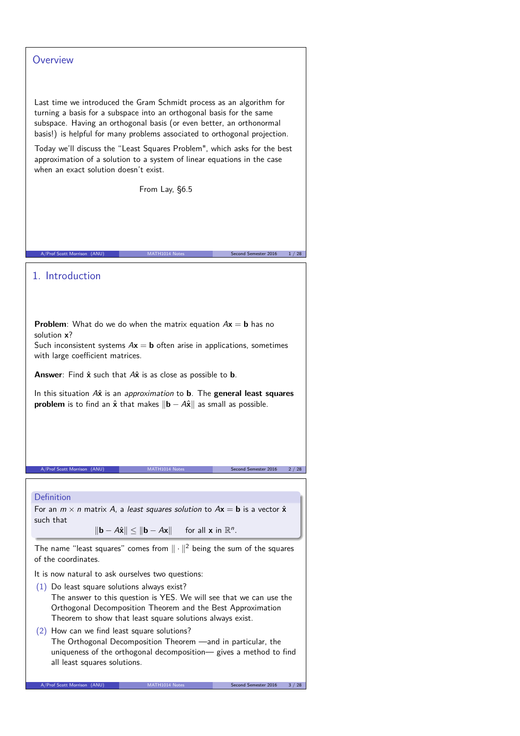## Overview

Last time we introduced the Gram Schmidt process as an algorithm for turning a basis for a subspace into an orthogonal basis for the same subspace. Having an orthogonal basis (or even better, an orthonormal basis!) is helpful for many problems associated to orthogonal projection.

Today we'll discuss the "Least Squares Problem", which asks for the best approximation of a solution to a system of linear equations in the case when an exact solution doesn't exist.

From Lay, §6.5

## 1. Introduction

**Problem**: What do we do when the matrix equation $A\mathbf{x} = \mathbf{b}$ has no solution $\mathbf{x}$?
Such inconsistent systems $A\mathbf{x} = \mathbf{b}$ often arise in applications, sometimes with large coefficient matrices.

**Answer**: Find $\hat{\mathbf{x}}$ such that $A\hat{\mathbf{x}}$ is as close as possible to $\mathbf{b}$.

In this situation $A\hat{\mathbf{x}}$ is an *approximation* to $\mathbf{b}$. The **general least squares problem** is to find an $\hat{\mathbf{x}}$ that makes $\|\mathbf{b} - A\hat{\mathbf{x}}\|$ as small as possible.

### Definition

For an $m \times n$ matrix $A$, a *least squares solution* to $A\mathbf{x} = \mathbf{b}$ is a vector $\hat{\mathbf{x}}$ such that

$$\|\mathbf{b} - A\hat{\mathbf{x}}\| \leq \|\mathbf{b} - A\mathbf{x}\| \quad \text{for all } \mathbf{x} \text{ in } \mathbb{R}^n.$$

The name "least squares" comes from $\|\cdot\|^2$ being the sum of the squares of the coordinates.

It is now natural to ask ourselves two questions:

(1) Do least square solutions always exist?
The answer to this question is YES. We will see that we can use the Orthogonal Decomposition Theorem and the Best Approximation Theorem to show that least square solutions always exist.

(2) How can we find least square solutions?
The Orthogonal Decomposition Theorem —and in particular, the uniqueness of the orthogonal decomposition— gives a method to find all least squares solutions.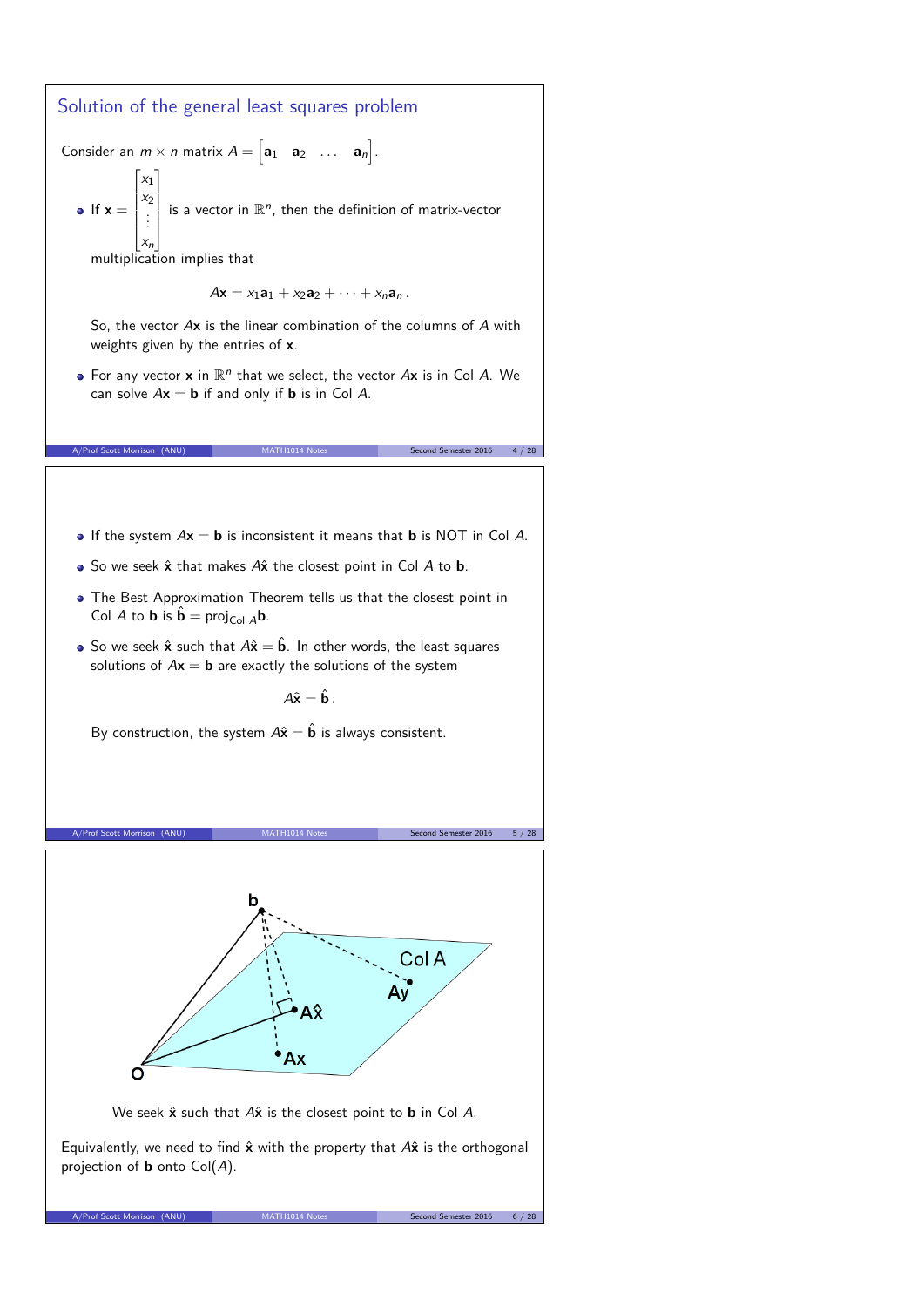## Solution of the general least squares problem

Consider an $m \times n$ matrix $A = \begin{bmatrix} \mathbf{a}_1 & \mathbf{a}_2 & \dots & \mathbf{a}_n \end{bmatrix}$.

- If $\mathbf{x} = \begin{bmatrix} x_1 \\ x_2 \\ \vdots \\ x_n \end{bmatrix}$ is a vector in $\mathbb{R}^n$, then the definition of matrix-vector multiplication implies that

$$A\mathbf{x} = x_1\mathbf{a}_1 + x_2\mathbf{a}_2 + \cdots + x_n\mathbf{a}_n .$$

  So, the vector $A\mathbf{x}$ is the linear combination of the columns of $A$ with weights given by the entries of $\mathbf{x}$.

- For any vector $\mathbf{x}$ in $\mathbb{R}^n$ that we select, the vector $A\mathbf{x}$ is in Col $A$. We can solve $A\mathbf{x} = \mathbf{b}$ if and only if $\mathbf{b}$ is in Col $A$.

---

- If the system $A\mathbf{x} = \mathbf{b}$ is inconsistent it means that $\mathbf{b}$ is NOT in Col $A$.
- So we seek $\hat{\mathbf{x}}$ that makes $A\hat{\mathbf{x}}$ the closest point in Col $A$ to $\mathbf{b}$.
- The Best Approximation Theorem tells us that the closest point in Col $A$ to $\mathbf{b}$ is $\hat{\mathbf{b}} = \text{proj}_{\text{Col } A}\mathbf{b}$.
- So we seek $\hat{\mathbf{x}}$ such that $A\hat{\mathbf{x}} = \hat{\mathbf{b}}$. In other words, the least squares solutions of $A\mathbf{x} = \mathbf{b}$ are exactly the solutions of the system

$$A\widehat{\mathbf{x}} = \hat{\mathbf{b}} .$$

  By construction, the system $A\hat{\mathbf{x}} = \hat{\mathbf{b}}$ is always consistent.

---

We seek $\hat{\mathbf{x}}$ such that $A\hat{\mathbf{x}}$ is the closest point to $\mathbf{b}$ in Col $A$.

Equivalently, we need to find $\hat{\mathbf{x}}$ with the property that $A\hat{\mathbf{x}}$ is the orthogonal projection of $\mathbf{b}$ onto Col$(A)$.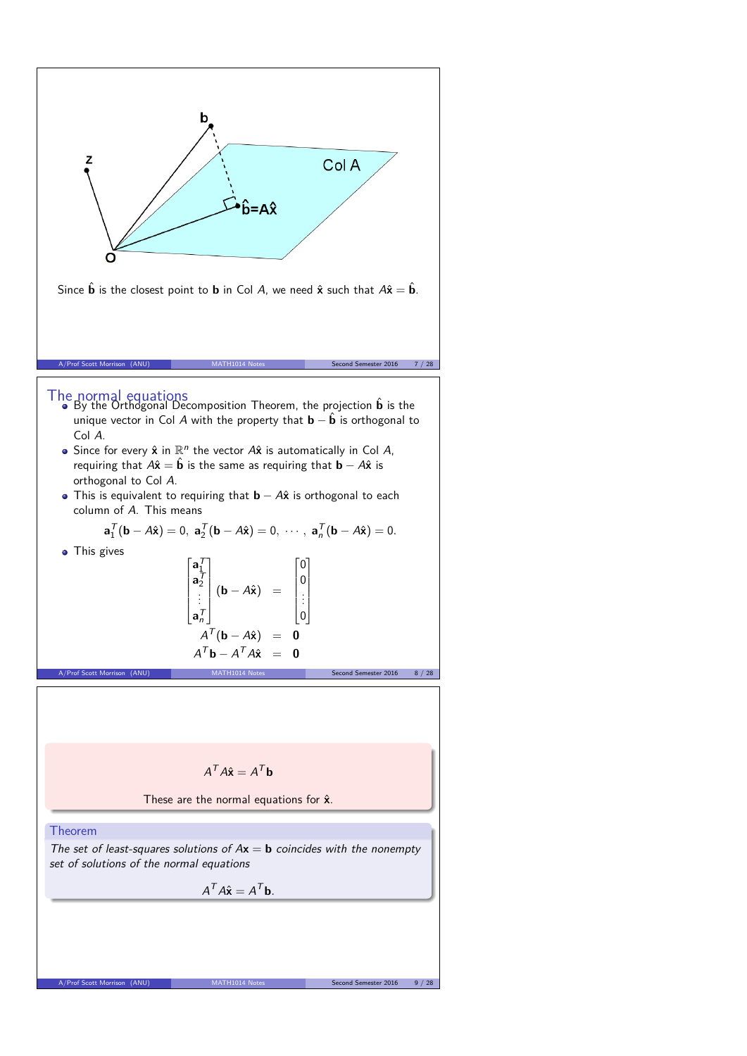Since $\hat{\mathbf{b}}$ is the closest point to $\mathbf{b}$ in Col $A$, we need $\hat{\mathbf{x}}$ such that $A\hat{\mathbf{x}} = \hat{\mathbf{b}}$.

## The normal equations

- By the Orthogonal Decomposition Theorem, the projection $\hat{\mathbf{b}}$ is the unique vector in Col $A$ with the property that $\mathbf{b} - \hat{\mathbf{b}}$ is orthogonal to Col $A$.
- Since for every $\hat{\mathbf{x}}$ in $\mathbb{R}^n$ the vector $A\hat{\mathbf{x}}$ is automatically in Col $A$, requiring that $A\hat{\mathbf{x}} = \hat{\mathbf{b}}$ is the same as requiring that $\mathbf{b} - A\hat{\mathbf{x}}$ is orthogonal to Col $A$.
- This is equivalent to requiring that $\mathbf{b} - A\hat{\mathbf{x}}$ is orthogonal to each column of $A$. This means

$$\mathbf{a}_1^T(\mathbf{b} - A\hat{\mathbf{x}}) = 0,\ \mathbf{a}_2^T(\mathbf{b} - A\hat{\mathbf{x}}) = 0,\ \cdots,\ \mathbf{a}_n^T(\mathbf{b} - A\hat{\mathbf{x}}) = 0.$$

- This gives

$$\begin{aligned}
\begin{bmatrix} \mathbf{a}_1^T \\ \mathbf{a}_2^T \\ \vdots \\ \mathbf{a}_n^T \end{bmatrix} (\mathbf{b} - A\hat{\mathbf{x}}) &= \begin{bmatrix} 0 \\ 0 \\ \vdots \\ 0 \end{bmatrix} \\
A^T(\mathbf{b} - A\hat{\mathbf{x}}) &= \mathbf{0} \\
A^T\mathbf{b} - A^TA\hat{\mathbf{x}} &= \mathbf{0}
\end{aligned}$$

$$A^TA\hat{\mathbf{x}} = A^T\mathbf{b}$$

These are the normal equations for $\hat{\mathbf{x}}$.

### Theorem

*The set of least-squares solutions of $A\mathbf{x} = \mathbf{b}$ coincides with the nonempty set of solutions of the normal equations*

$$A^TA\hat{\mathbf{x}} = A^T\mathbf{b}.$$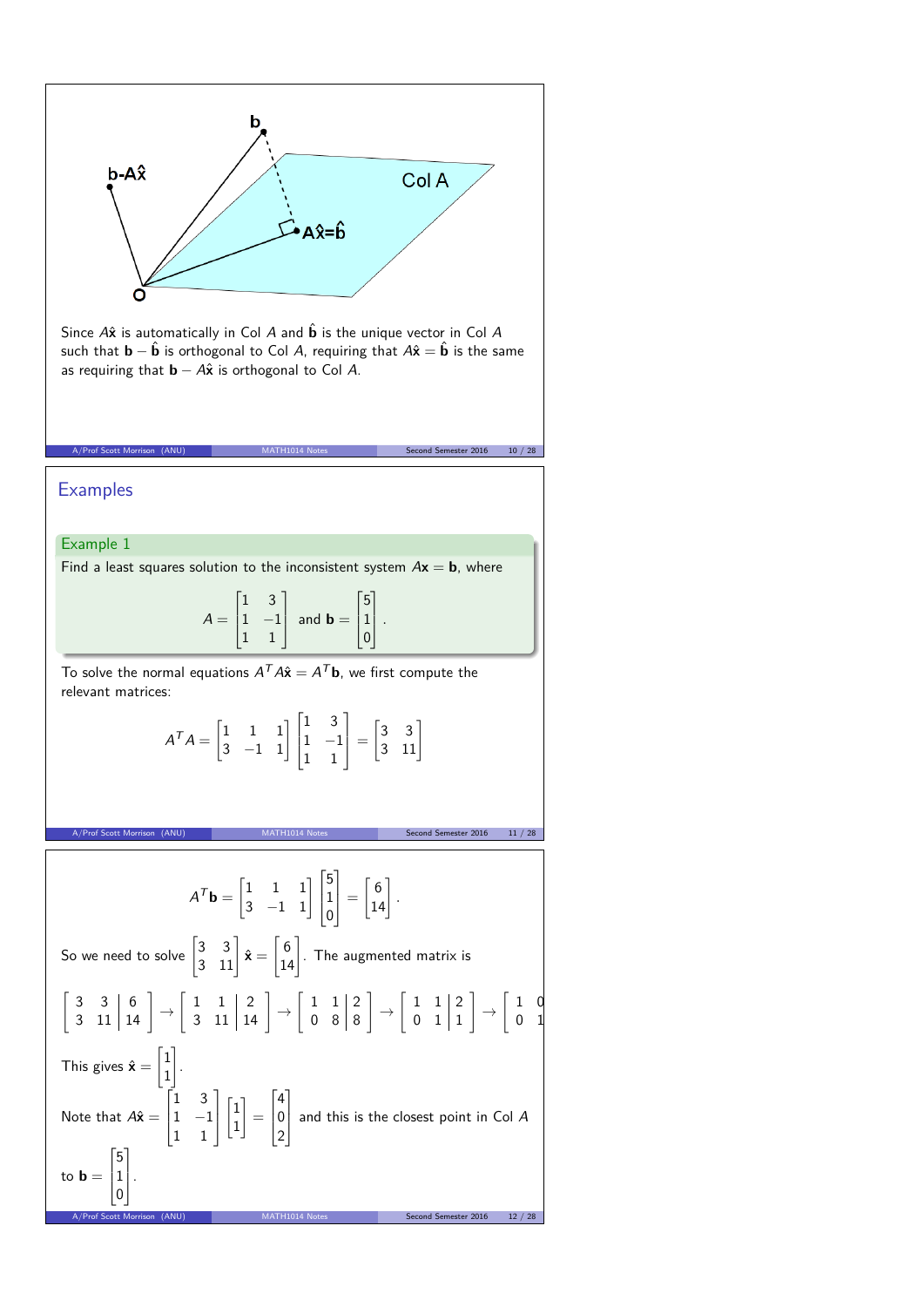Since $A\hat{\mathbf{x}}$ is automatically in Col $A$ and $\hat{\mathbf{b}}$ is the unique vector in Col $A$ such that $\mathbf{b} - \hat{\mathbf{b}}$ is orthogonal to Col $A$, requiring that $A\hat{\mathbf{x}} = \hat{\mathbf{b}}$ is the same as requiring that $\mathbf{b} - A\hat{\mathbf{x}}$ is orthogonal to Col $A$.

## Examples

### Example 1

Find a least squares solution to the inconsistent system $A\mathbf{x} = \mathbf{b}$, where

$$A = \begin{bmatrix} 1 & 3 \\ 1 & -1 \\ 1 & 1 \end{bmatrix} \text{ and } \mathbf{b} = \begin{bmatrix} 5 \\ 1 \\ 0 \end{bmatrix}.$$

To solve the normal equations $A^TA\hat{\mathbf{x}} = A^T\mathbf{b}$, we first compute the relevant matrices:

$$A^TA = \begin{bmatrix} 1 & 1 & 1 \\ 3 & -1 & 1 \end{bmatrix} \begin{bmatrix} 1 & 3 \\ 1 & -1 \\ 1 & 1 \end{bmatrix} = \begin{bmatrix} 3 & 3 \\ 3 & 11 \end{bmatrix}$$

$$A^T\mathbf{b} = \begin{bmatrix} 1 & 1 & 1 \\ 3 & -1 & 1 \end{bmatrix} \begin{bmatrix} 5 \\ 1 \\ 0 \end{bmatrix} = \begin{bmatrix} 6 \\ 14 \end{bmatrix}.$$

So we need to solve $\begin{bmatrix} 3 & 3 \\ 3 & 11 \end{bmatrix} \hat{\mathbf{x}} = \begin{bmatrix} 6 \\ 14 \end{bmatrix}$. The augmented matrix is

$$\left[\begin{array}{cc|c} 3 & 3 & 6 \\ 3 & 11 & 14 \end{array}\right] \to \left[\begin{array}{cc|c} 1 & 1 & 2 \\ 3 & 11 & 14 \end{array}\right] \to \left[\begin{array}{cc|c} 1 & 1 & 2 \\ 0 & 8 & 8 \end{array}\right] \to \left[\begin{array}{cc|c} 1 & 1 & 2 \\ 0 & 1 & 1 \end{array}\right] \to \left[\begin{array}{cc} 1 & 0 \\ 0 & 1 \end{array}\right.$$

This gives $\hat{\mathbf{x}} = \begin{bmatrix} 1 \\ 1 \end{bmatrix}$.

Note that $A\hat{\mathbf{x}} = \begin{bmatrix} 1 & 3 \\ 1 & -1 \\ 1 & 1 \end{bmatrix} \begin{bmatrix} 1 \\ 1 \end{bmatrix} = \begin{bmatrix} 4 \\ 0 \\ 2 \end{bmatrix}$ and this is the closest point in Col $A$ to $\mathbf{b} = \begin{bmatrix} 5 \\ 1 \\ 0 \end{bmatrix}$.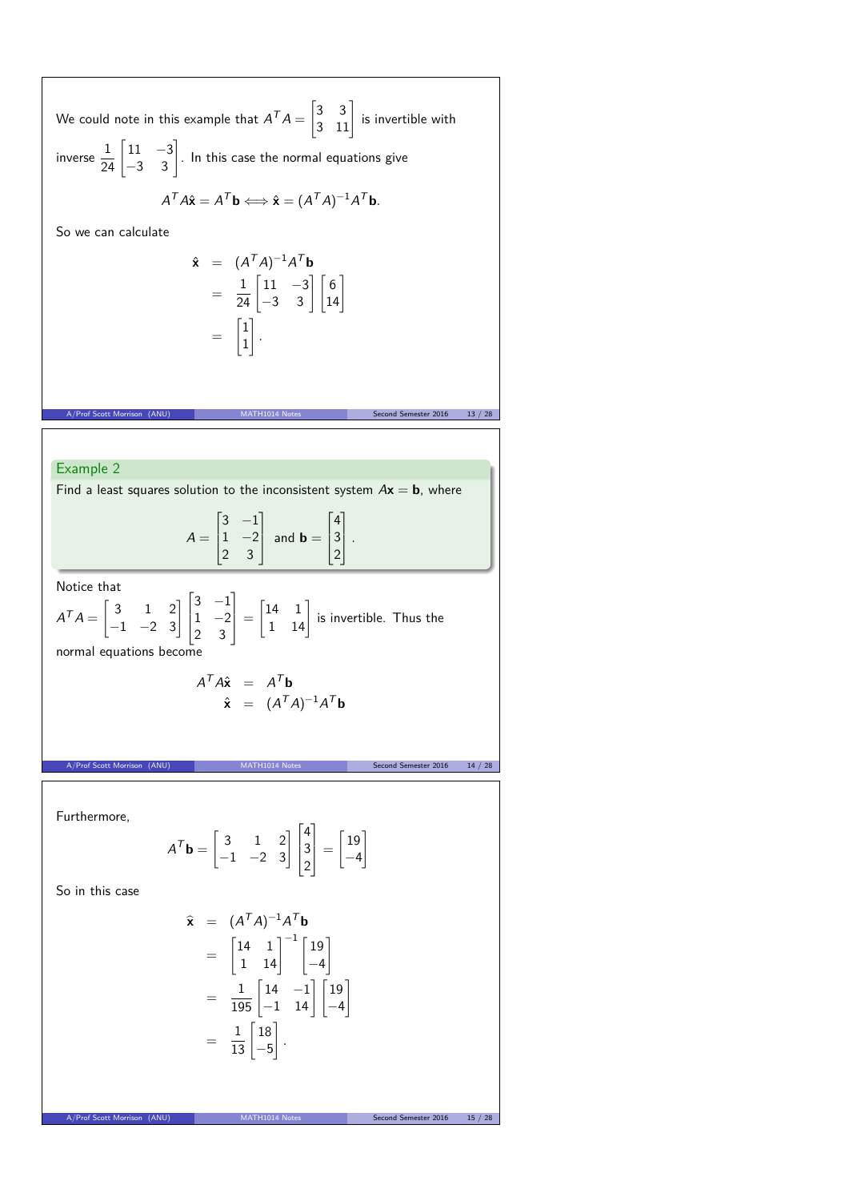We could note in this example that $A^T A = \begin{bmatrix} 3 & 3 \\ 3 & 11 \end{bmatrix}$ is invertible with inverse $\frac{1}{24}\begin{bmatrix} 11 & -3 \\ -3 & 3 \end{bmatrix}$. In this case the normal equations give

$$A^T A \hat{\mathbf{x}} = A^T \mathbf{b} \iff \hat{\mathbf{x}} = (A^T A)^{-1} A^T \mathbf{b}.$$

So we can calculate

$$\begin{aligned} \hat{\mathbf{x}} &= (A^T A)^{-1} A^T \mathbf{b} \\ &= \frac{1}{24}\begin{bmatrix} 11 & -3 \\ -3 & 3 \end{bmatrix}\begin{bmatrix} 6 \\ 14 \end{bmatrix} \\ &= \begin{bmatrix} 1 \\ 1 \end{bmatrix}. \end{aligned}$$

### Example 2

Find a least squares solution to the inconsistent system $A\mathbf{x} = \mathbf{b}$, where

$$A = \begin{bmatrix} 3 & -1 \\ 1 & -2 \\ 2 & 3 \end{bmatrix} \text{ and } \mathbf{b} = \begin{bmatrix} 4 \\ 3 \\ 2 \end{bmatrix}.$$

Notice that

$A^T A = \begin{bmatrix} 3 & 1 & 2 \\ -1 & -2 & 3 \end{bmatrix}\begin{bmatrix} 3 & -1 \\ 1 & -2 \\ 2 & 3 \end{bmatrix} = \begin{bmatrix} 14 & 1 \\ 1 & 14 \end{bmatrix}$ is invertible. Thus the normal equations become

$$\begin{aligned} A^T A \hat{\mathbf{x}} &= A^T \mathbf{b} \\ \hat{\mathbf{x}} &= (A^T A)^{-1} A^T \mathbf{b} \end{aligned}$$

Furthermore,

$$A^T \mathbf{b} = \begin{bmatrix} 3 & 1 & 2 \\ -1 & -2 & 3 \end{bmatrix}\begin{bmatrix} 4 \\ 3 \\ 2 \end{bmatrix} = \begin{bmatrix} 19 \\ -4 \end{bmatrix}$$

So in this case

$$\begin{aligned} \widehat{\mathbf{x}} &= (A^T A)^{-1} A^T \mathbf{b} \\ &= \begin{bmatrix} 14 & 1 \\ 1 & 14 \end{bmatrix}^{-1}\begin{bmatrix} 19 \\ -4 \end{bmatrix} \\ &= \frac{1}{195}\begin{bmatrix} 14 & -1 \\ -1 & 14 \end{bmatrix}\begin{bmatrix} 19 \\ -4 \end{bmatrix} \\ &= \frac{1}{13}\begin{bmatrix} 18 \\ -5 \end{bmatrix}. \end{aligned}$$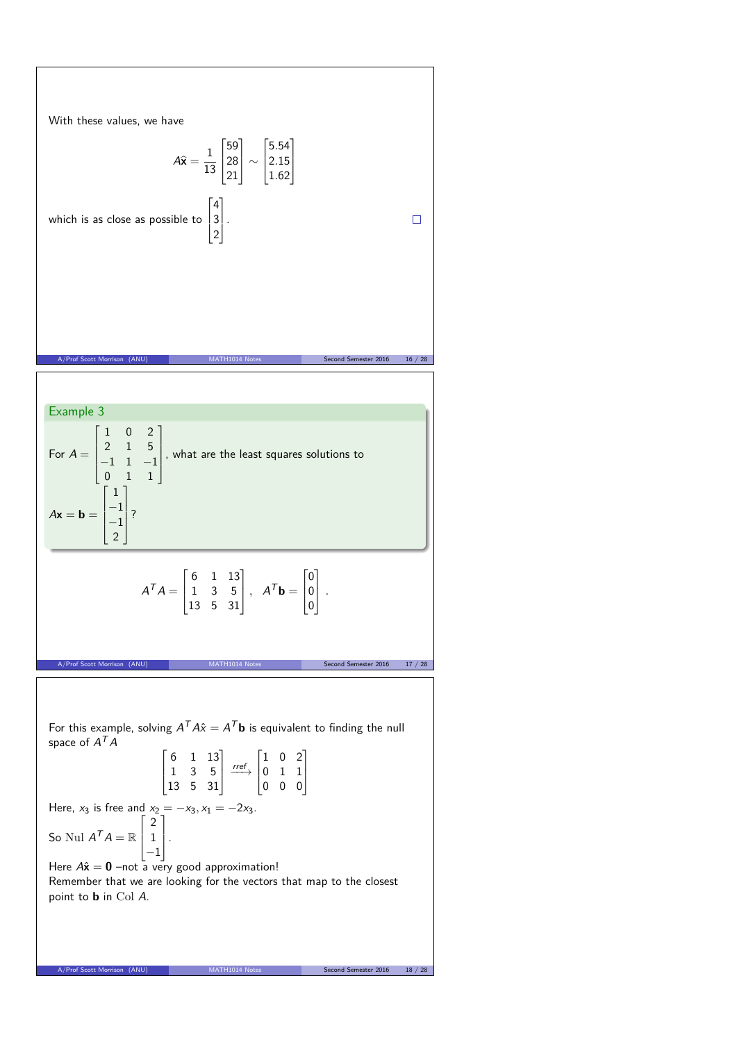With these values, we have

$$A\hat{\mathbf{x}} = \frac{1}{13}\begin{bmatrix}59\\28\\21\end{bmatrix} \sim \begin{bmatrix}5.54\\2.15\\1.62\end{bmatrix}$$

which is as close as possible to $\begin{bmatrix}4\\3\\2\end{bmatrix}$. □

### Example 3

For $A = \begin{bmatrix}1 & 0 & 2\\2 & 1 & 5\\-1 & 1 & -1\\0 & 1 & 1\end{bmatrix}$, what are the least squares solutions to $A\mathbf{x} = \mathbf{b} = \begin{bmatrix}1\\-1\\-1\\2\end{bmatrix}$?

$$A^TA = \begin{bmatrix}6 & 1 & 13\\1 & 3 & 5\\13 & 5 & 31\end{bmatrix}, \quad A^T\mathbf{b} = \begin{bmatrix}0\\0\\0\end{bmatrix}.$$

For this example, solving $A^TA\hat{x} = A^T\mathbf{b}$ is equivalent to finding the null space of $A^TA$

$$\begin{bmatrix}6 & 1 & 13\\1 & 3 & 5\\13 & 5 & 31\end{bmatrix} \xrightarrow{rref} \begin{bmatrix}1 & 0 & 2\\0 & 1 & 1\\0 & 0 & 0\end{bmatrix}$$

Here, $x_3$ is free and $x_2 = -x_3, x_1 = -2x_3$.

So $\mathrm{Nul}\ A^TA = \mathbb{R}\begin{bmatrix}2\\1\\-1\end{bmatrix}$.

Here $A\hat{\mathbf{x}} = \mathbf{0}$ –not a very good approximation!

Remember that we are looking for the vectors that map to the closest point to $\mathbf{b}$ in $\mathrm{Col}\ A$.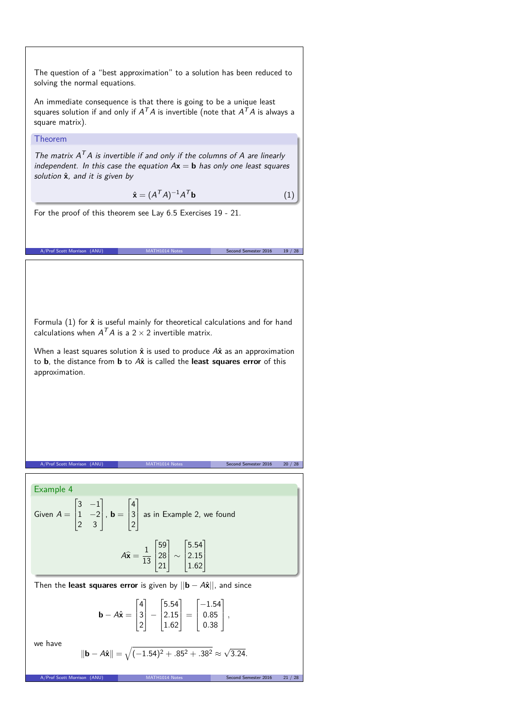The question of a "best approximation" to a solution has been reduced to solving the normal equations.

An immediate consequence is that there is going to be a unique least squares solution if and only if $A^TA$ is invertible (note that $A^TA$ is always a square matrix).

**Theorem**

*The matrix $A^TA$ is invertible if and only if the columns of $A$ are linearly independent. In this case the equation $A\mathbf{x} = \mathbf{b}$ has only one least squares solution $\hat{\mathbf{x}}$, and it is given by*

$$\hat{\mathbf{x}} = (A^TA)^{-1}A^T\mathbf{b} \tag{1}$$

For the proof of this theorem see Lay 6.5 Exercises 19 - 21.

Formula (1) for $\hat{\mathbf{x}}$ is useful mainly for theoretical calculations and for hand calculations when $A^TA$ is a $2 \times 2$ invertible matrix.

When a least squares solution $\hat{\mathbf{x}}$ is used to produce $A\hat{\mathbf{x}}$ as an approximation to $\mathbf{b}$, the distance from $\mathbf{b}$ to $A\hat{\mathbf{x}}$ is called the **least squares error** of this approximation.

**Example 4**

Given $A = \begin{bmatrix} 3 & -1 \\ 1 & -2 \\ 2 & 3 \end{bmatrix}$, $\mathbf{b} = \begin{bmatrix} 4 \\ 3 \\ 2 \end{bmatrix}$ as in Example 2, we found

$$A\widehat{\mathbf{x}} = \frac{1}{13}\begin{bmatrix} 59 \\ 28 \\ 21 \end{bmatrix} \sim \begin{bmatrix} 5.54 \\ 2.15 \\ 1.62 \end{bmatrix}$$

Then the **least squares error** is given by $||\mathbf{b} - A\hat{\mathbf{x}}||$, and since

$$\mathbf{b} - A\hat{\mathbf{x}} = \begin{bmatrix} 4 \\ 3 \\ 2 \end{bmatrix} - \begin{bmatrix} 5.54 \\ 2.15 \\ 1.62 \end{bmatrix} = \begin{bmatrix} -1.54 \\ 0.85 \\ 0.38 \end{bmatrix},$$

we have

$$\|\mathbf{b} - A\hat{\mathbf{x}}\| = \sqrt{(-1.54)^2 + .85^2 + .38^2} \approx \sqrt{3.24}.$$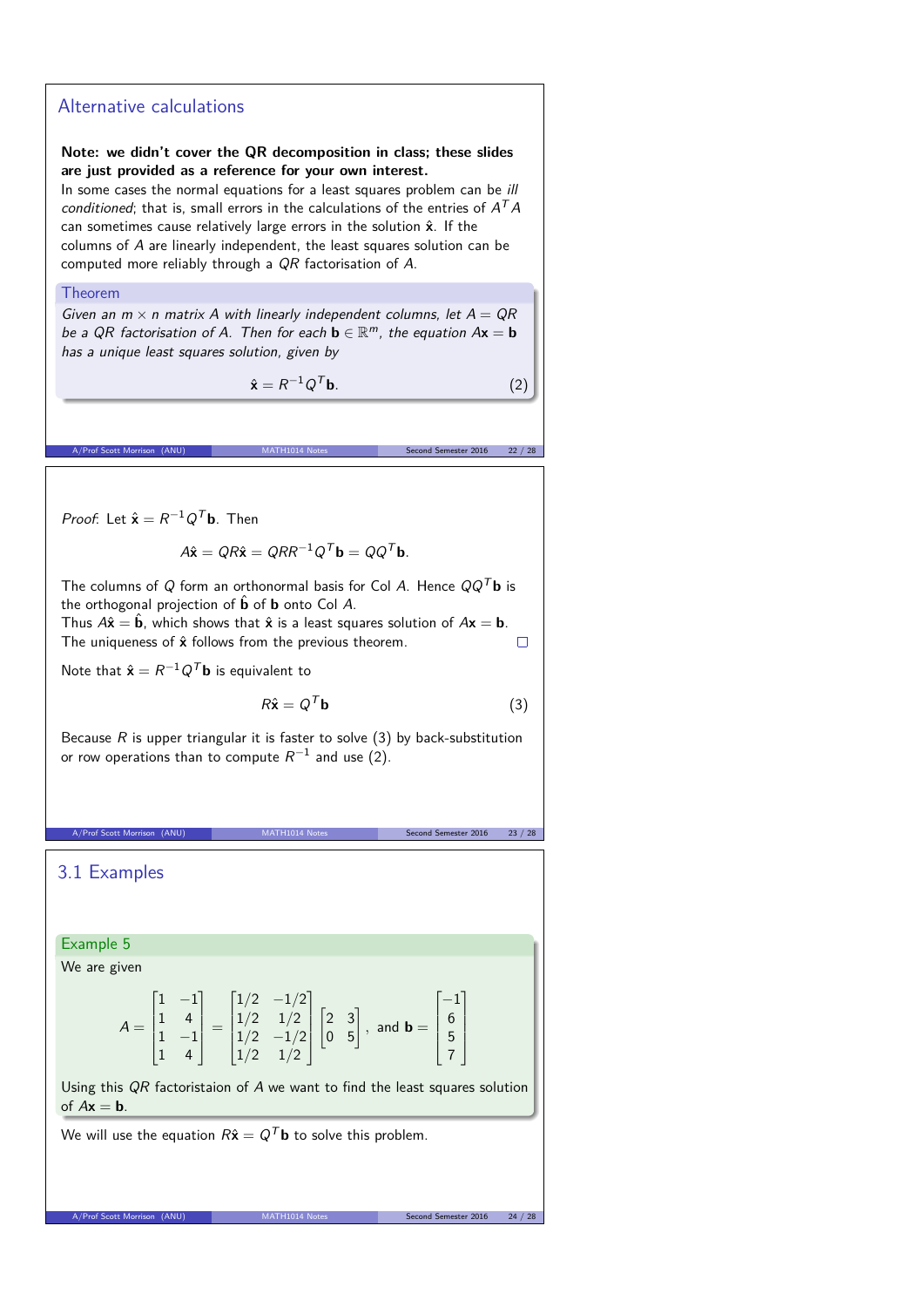## Alternative calculations

**Note: we didn't cover the QR decomposition in class; these slides are just provided as a reference for your own interest.**

In some cases the normal equations for a least squares problem can be *ill conditioned*; that is, small errors in the calculations of the entries of $A^TA$ can sometimes cause relatively large errors in the solution $\hat{\mathbf{x}}$. If the columns of $A$ are linearly independent, the least squares solution can be computed more reliably through a $QR$ factorisation of $A$.

**Theorem**

*Given an $m \times n$ matrix $A$ with linearly independent columns, let $A = QR$ be a $QR$ factorisation of $A$. Then for each $\mathbf{b} \in \mathbb{R}^m$, the equation $A\mathbf{x} = \mathbf{b}$ has a unique least squares solution, given by*

$$\hat{\mathbf{x}} = R^{-1}Q^T\mathbf{b}. \tag{2}$$

*Proof*: Let $\hat{\mathbf{x}} = R^{-1}Q^T\mathbf{b}$. Then

$$A\hat{\mathbf{x}} = QR\hat{\mathbf{x}} = QRR^{-1}Q^T\mathbf{b} = QQ^T\mathbf{b}.$$

The columns of $Q$ form an orthonormal basis for Col $A$. Hence $QQ^T\mathbf{b}$ is the orthogonal projection of $\hat{\mathbf{b}}$ of $\mathbf{b}$ onto Col $A$.
Thus $A\hat{\mathbf{x}} = \hat{\mathbf{b}}$, which shows that $\hat{\mathbf{x}}$ is a least squares solution of $A\mathbf{x} = \mathbf{b}$.
The uniqueness of $\hat{\mathbf{x}}$ follows from the previous theorem. □

Note that $\hat{\mathbf{x}} = R^{-1}Q^T\mathbf{b}$ is equivalent to

$$R\hat{\mathbf{x}} = Q^T\mathbf{b} \tag{3}$$

Because $R$ is upper triangular it is faster to solve (3) by back-substitution or row operations than to compute $R^{-1}$ and use (2).

## 3.1 Examples

**Example 5**

We are given

$$A = \begin{bmatrix} 1 & -1 \\ 1 & 4 \\ 1 & -1 \\ 1 & 4 \end{bmatrix} = \begin{bmatrix} 1/2 & -1/2 \\ 1/2 & 1/2 \\ 1/2 & -1/2 \\ 1/2 & 1/2 \end{bmatrix} \begin{bmatrix} 2 & 3 \\ 0 & 5 \end{bmatrix}, \text{ and } \mathbf{b} = \begin{bmatrix} -1 \\ 6 \\ 5 \\ 7 \end{bmatrix}$$

Using this $QR$ factoristaion of $A$ we want to find the least squares solution of $A\mathbf{x} = \mathbf{b}$.

We will use the equation $R\hat{\mathbf{x}} = Q^T\mathbf{b}$ to solve this problem.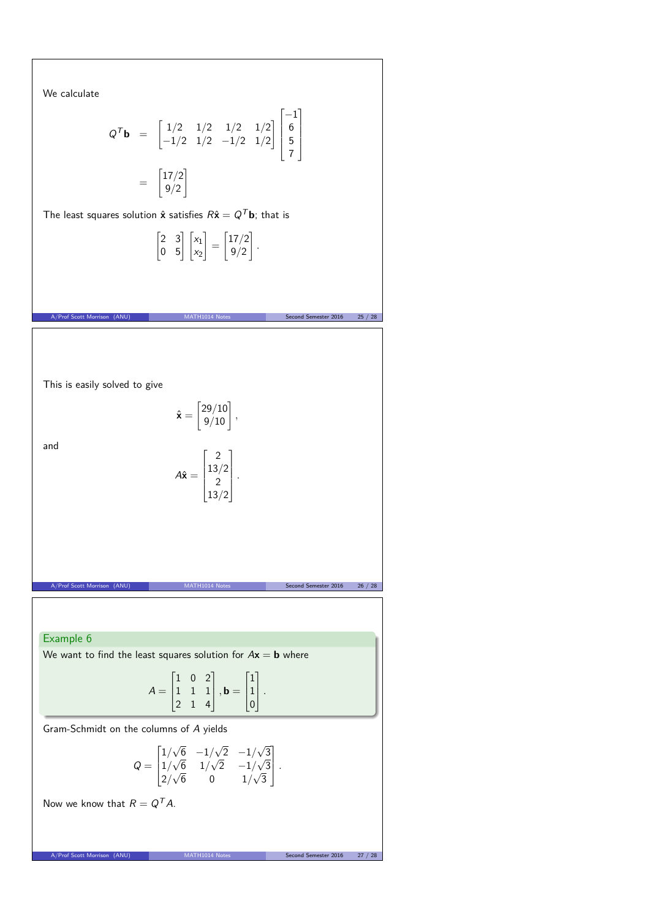We calculate

$$
\begin{aligned}
Q^T\mathbf{b} &= \begin{bmatrix} 1/2 & 1/2 & 1/2 & 1/2 \\ -1/2 & 1/2 & -1/2 & 1/2 \end{bmatrix} \begin{bmatrix} -1 \\ 6 \\ 5 \\ 7 \end{bmatrix} \\
&= \begin{bmatrix} 17/2 \\ 9/2 \end{bmatrix}
\end{aligned}
$$

The least squares solution $\hat{\mathbf{x}}$ satisfies $R\hat{\mathbf{x}} = Q^T\mathbf{b}$; that is

$$
\begin{bmatrix} 2 & 3 \\ 0 & 5 \end{bmatrix} \begin{bmatrix} x_1 \\ x_2 \end{bmatrix} = \begin{bmatrix} 17/2 \\ 9/2 \end{bmatrix}.
$$

This is easily solved to give

$$
\hat{\mathbf{x}} = \begin{bmatrix} 29/10 \\ 9/10 \end{bmatrix},
$$

and

$$
A\hat{\mathbf{x}} = \begin{bmatrix} 2 \\ 13/2 \\ 2 \\ 13/2 \end{bmatrix}.
$$

### Example 6

We want to find the least squares solution for $A\mathbf{x} = \mathbf{b}$ where

$$
A = \begin{bmatrix} 1 & 0 & 2 \\ 1 & 1 & 1 \\ 2 & 1 & 4 \end{bmatrix}, \mathbf{b} = \begin{bmatrix} 1 \\ 1 \\ 0 \end{bmatrix}.
$$

Gram-Schmidt on the columns of $A$ yields

$$
Q = \begin{bmatrix} 1/\sqrt{6} & -1/\sqrt{2} & -1/\sqrt{3} \\ 1/\sqrt{6} & 1/\sqrt{2} & -1/\sqrt{3} \\ 2/\sqrt{6} & 0 & 1/\sqrt{3} \end{bmatrix}.
$$

Now we know that $R = Q^T A$.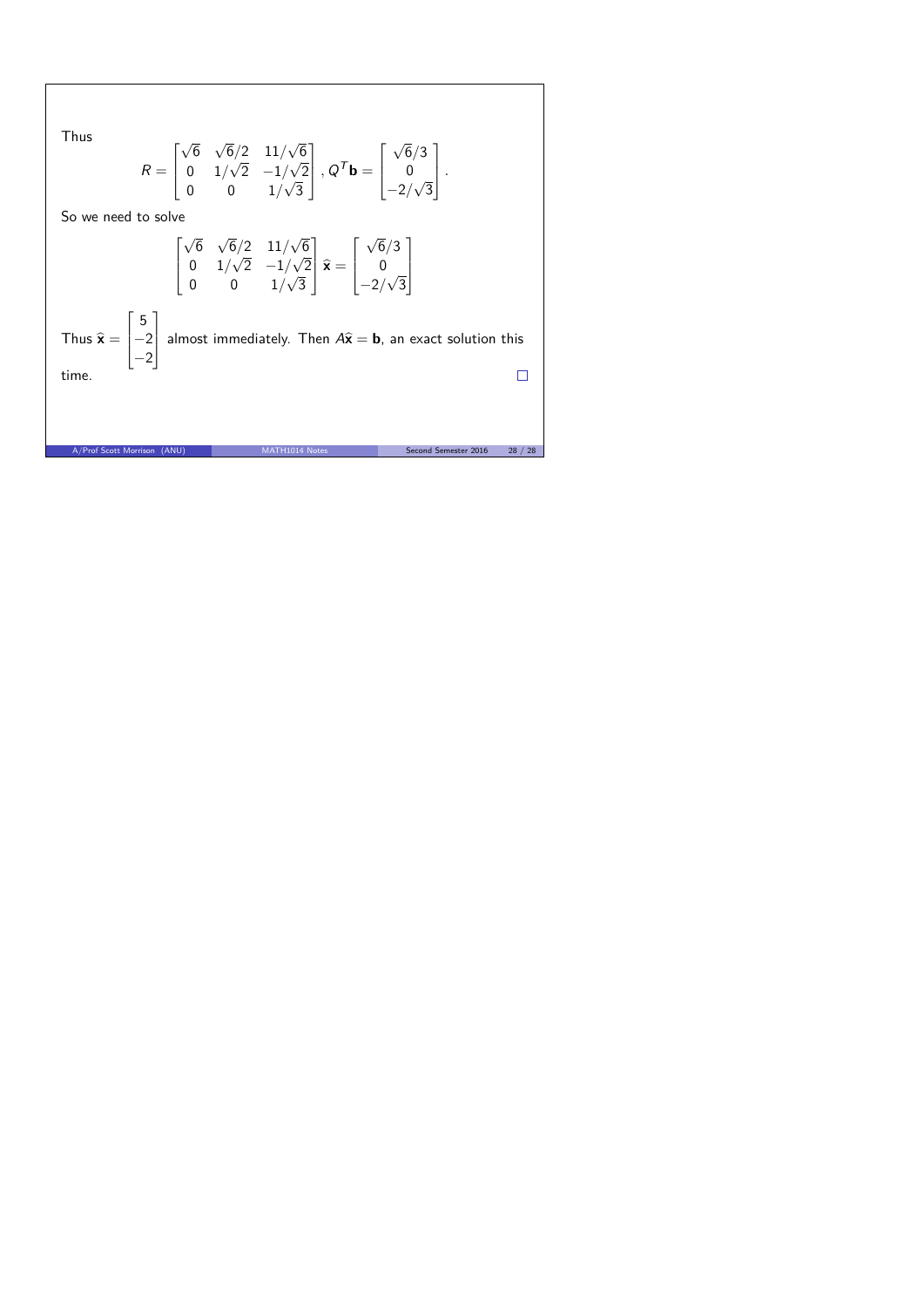Thus

$$R = \begin{bmatrix} \sqrt{6} & \sqrt{6}/2 & 11/\sqrt{6} \\ 0 & 1/\sqrt{2} & -1/\sqrt{2} \\ 0 & 0 & 1/\sqrt{3} \end{bmatrix}, Q^T\mathbf{b} = \begin{bmatrix} \sqrt{6}/3 \\ 0 \\ -2/\sqrt{3} \end{bmatrix}.$$

So we need to solve

$$\begin{bmatrix} \sqrt{6} & \sqrt{6}/2 & 11/\sqrt{6} \\ 0 & 1/\sqrt{2} & -1/\sqrt{2} \\ 0 & 0 & 1/\sqrt{3} \end{bmatrix} \widehat{\mathbf{x}} = \begin{bmatrix} \sqrt{6}/3 \\ 0 \\ -2/\sqrt{3} \end{bmatrix}$$

Thus $\widehat{\mathbf{x}} = \begin{bmatrix} 5 \\ -2 \\ -2 \end{bmatrix}$ almost immediately. Then $A\widehat{\mathbf{x}} = \mathbf{b}$, an exact solution this time. □